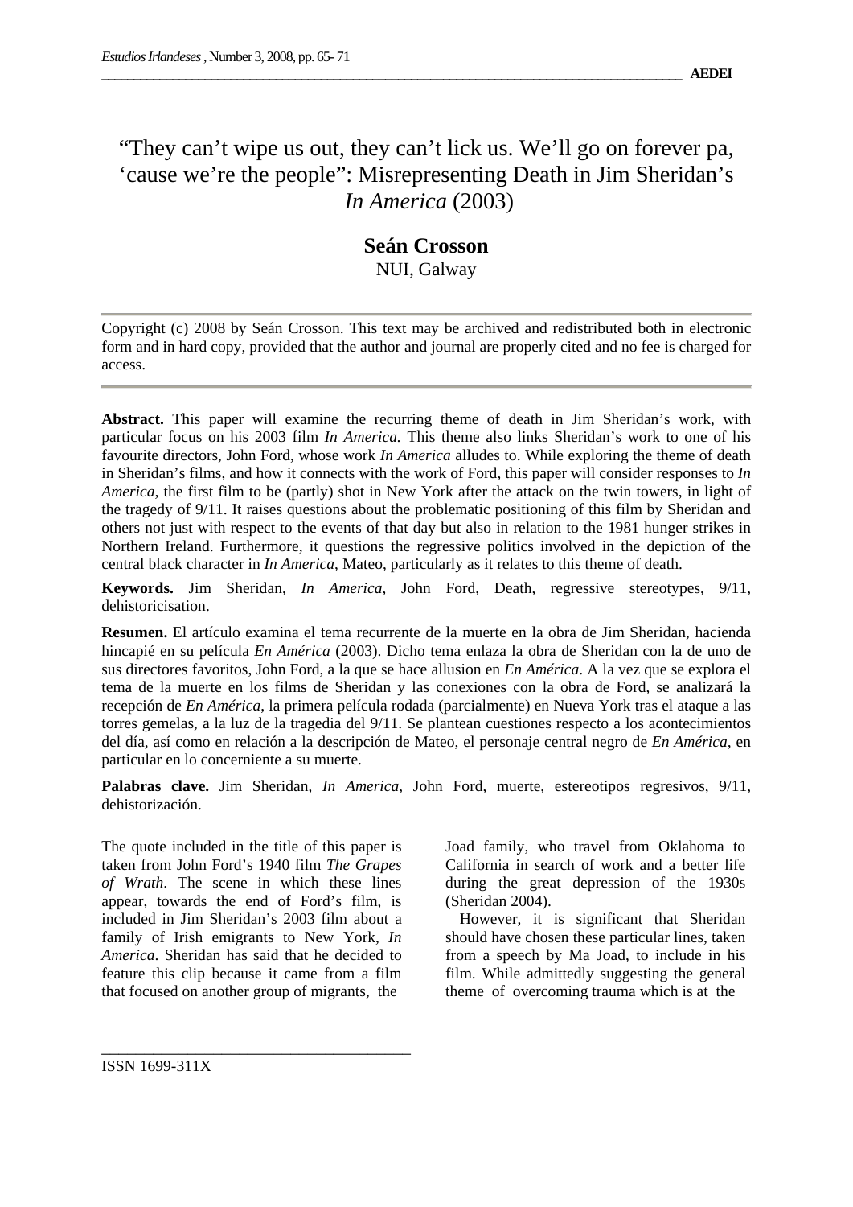# "They can't wipe us out, they can't lick us. We'll go on forever pa, 'cause we're the people": Misrepresenting Death in Jim Sheridan's *In America* (2003)

**Seán Crosson**

NUI, Galway

Copyright (c) 2008 by Seán Crosson. This text may be archived and redistributed both in electronic form and in hard copy, provided that the author and journal are properly cited and no fee is charged for access.

**Abstract.** This paper will examine the recurring theme of death in Jim Sheridan's work, with particular focus on his 2003 film *In America.* This theme also links Sheridan's work to one of his favourite directors, John Ford, whose work *In America* alludes to. While exploring the theme of death in Sheridan's films, and how it connects with the work of Ford, this paper will consider responses to *In America*, the first film to be (partly) shot in New York after the attack on the twin towers, in light of the tragedy of 9/11. It raises questions about the problematic positioning of this film by Sheridan and others not just with respect to the events of that day but also in relation to the 1981 hunger strikes in Northern Ireland. Furthermore, it questions the regressive politics involved in the depiction of the central black character in *In America*, Mateo, particularly as it relates to this theme of death.

**Keywords.** Jim Sheridan, *In America*, John Ford, Death, regressive stereotypes, 9/11, dehistoricisation.

**Resumen.** El artículo examina el tema recurrente de la muerte en la obra de Jim Sheridan, hacienda hincapié en su película *En América* (2003). Dicho tema enlaza la obra de Sheridan con la de uno de sus directores favoritos, John Ford, a la que se hace allusion en *En América*. A la vez que se explora el tema de la muerte en los films de Sheridan y las conexiones con la obra de Ford, se analizará la recepción de *En América*, la primera película rodada (parcialmente) en Nueva York tras el ataque a las torres gemelas, a la luz de la tragedia del 9/11. Se plantean cuestiones respecto a los acontecimientos del día, así como en relación a la descripción de Mateo, el personaje central negro de *En América*, en particular en lo concerniente a su muerte.

**Palabras clave.** Jim Sheridan, *In America*, John Ford, muerte, estereotipos regresivos, 9/11, dehistorización.

The quote included in the title of this paper is taken from John Ford's 1940 film *The Grapes of Wrath*. The scene in which these lines appear, towards the end of Ford's film, is included in Jim Sheridan's 2003 film about a family of Irish emigrants to New York, *In America*. Sheridan has said that he decided to feature this clip because it came from a film that focused on another group of migrants, the Joad family, who travel from Oklahoma to California in search of work and a better life during the great depression of the 1930s (Sheridan 2004).

However, it is significant that Sheridan should have chosen these particular lines, taken from a speech by Ma Joad, to include in his film. While admittedly suggesting the general theme of overcoming trauma which is at the

ISSN 1699-311X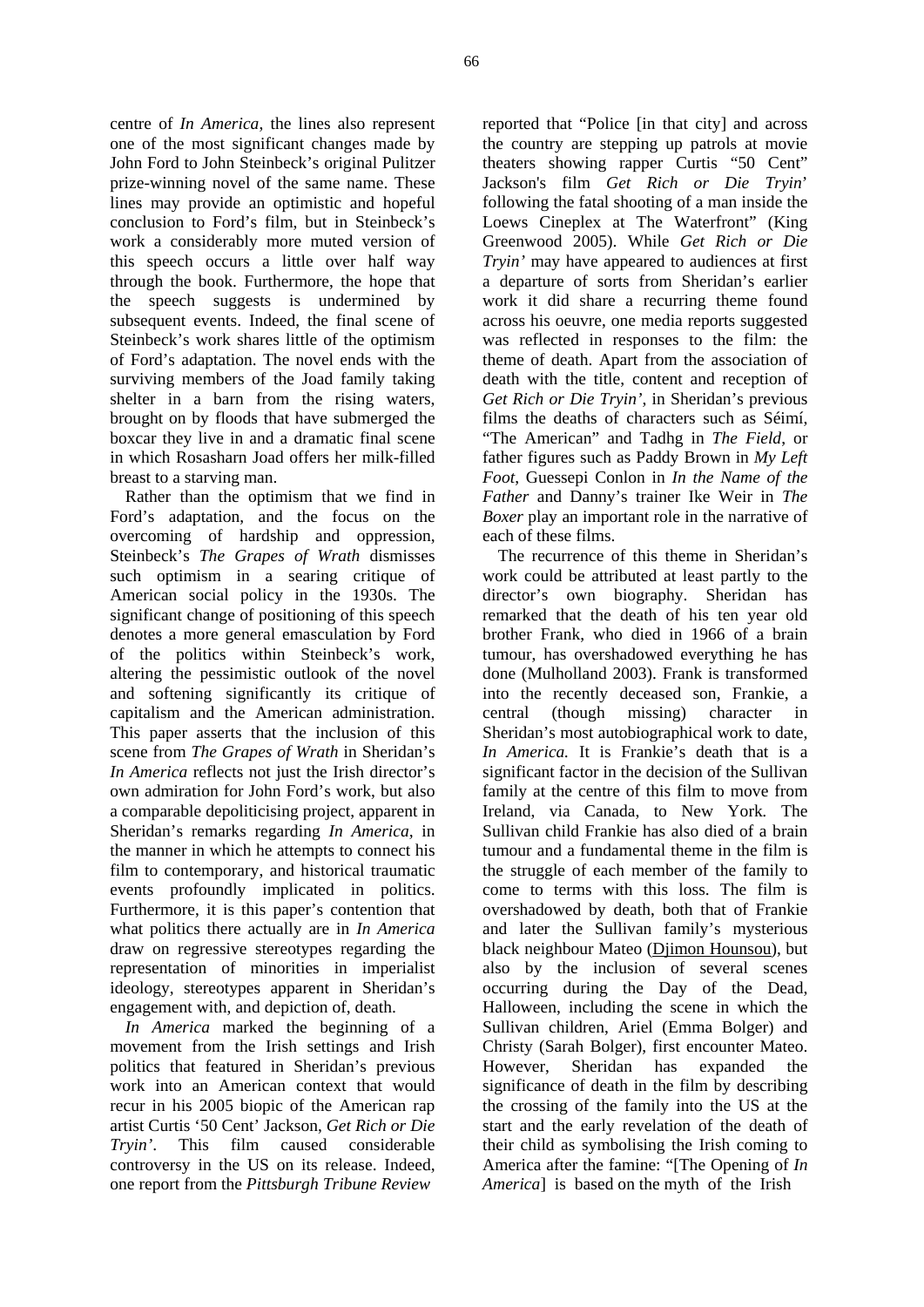centre of *In America*, the lines also represent one of the most significant changes made by John Ford to John Steinbeck's original Pulitzer prize-winning novel of the same name. These lines may provide an optimistic and hopeful conclusion to Ford's film, but in Steinbeck's work a considerably more muted version of this speech occurs a little over half way through the book. Furthermore, the hope that the speech suggests is undermined by subsequent events. Indeed, the final scene of Steinbeck's work shares little of the optimism of Ford's adaptation. The novel ends with the surviving members of the Joad family taking shelter in a barn from the rising waters, brought on by floods that have submerged the boxcar they live in and a dramatic final scene in which Rosasharn Joad offers her milk-filled breast to a starving man.

Rather than the optimism that we find in Ford's adaptation, and the focus on the overcoming of hardship and oppression, Steinbeck's *The Grapes of Wrath* dismisses such optimism in a searing critique of American social policy in the 1930s. The significant change of positioning of this speech denotes a more general emasculation by Ford of the politics within Steinbeck's work, altering the pessimistic outlook of the novel and softening significantly its critique of capitalism and the American administration. This paper asserts that the inclusion of this scene from *The Grapes of Wrath* in Sheridan's *In America* reflects not just the Irish director's own admiration for John Ford's work, but also a comparable depoliticising project, apparent in Sheridan's remarks regarding *In America*, in the manner in which he attempts to connect his film to contemporary, and historical traumatic events profoundly implicated in politics. Furthermore, it is this paper's contention that what politics there actually are in *In America* draw on regressive stereotypes regarding the representation of minorities in imperialist ideology, stereotypes apparent in Sheridan's engagement with, and depiction of, death.

*In America* marked the beginning of a movement from the Irish settings and Irish politics that featured in Sheridan's previous work into an American context that would recur in his 2005 biopic of the American rap artist Curtis '50 Cent' Jackson, *Get Rich or Die Tryin'*. This film caused considerable controversy in the US on its release. Indeed, one report from the *Pittsburgh Tribune Review* reported that "Police [in that city] and across the country are stepping up patrols at movie theaters showing rapper Curtis "50 Cent" Jackson's film *Get Rich or Die Tryin*' following the fatal shooting of a man inside the Loews Cineplex at The Waterfront" (King Greenwood 2005). While *Get Rich or Die Tryin'* may have appeared to audiences at first a departure of sorts from Sheridan's earlier work it did share a recurring theme found across his oeuvre, one media reports suggested was reflected in responses to the film: the theme of death. Apart from the association of death with the title, content and reception of *Get Rich or Die Tryin'*, in Sheridan's previous films the deaths of characters such as Séimí, "The American" and Tadhg in *The Field*, or father figures such as Paddy Brown in *My Left Foot*, Guessepi Conlon in *In the Name of the Father* and Danny's trainer Ike Weir in *The Boxer* play an important role in the narrative of each of these films.

The recurrence of this theme in Sheridan's work could be attributed at least partly to the director's own biography. Sheridan has remarked that the death of his ten year old brother Frank, who died in 1966 of a brain tumour, has overshadowed everything he has done (Mulholland 2003). Frank is transformed into the recently deceased son, Frankie, a central (though missing) character in Sheridan's most autobiographical work to date, *In America.* It is Frankie's death that is a significant factor in the decision of the Sullivan family at the centre of this film to move from Ireland, via Canada, to New York. The Sullivan child Frankie has also died of a brain tumour and a fundamental theme in the film is the struggle of each member of the family to come to terms with this loss. The film is overshadowed by death, both that of Frankie and later the Sullivan family's mysterious black neighbour Mateo (Djimon Hounsou), but also by the inclusion of several scenes occurring during the Day of the Dead, Halloween, including the scene in which the Sullivan children, Ariel (Emma Bolger) and Christy (Sarah Bolger), first encounter Mateo. However, Sheridan has expanded the significance of death in the film by describing the crossing of the family into the US at the start and the early revelation of the death of their child as symbolising the Irish coming to America after the famine: "[The Opening of *In America*] is based on the myth of the Irish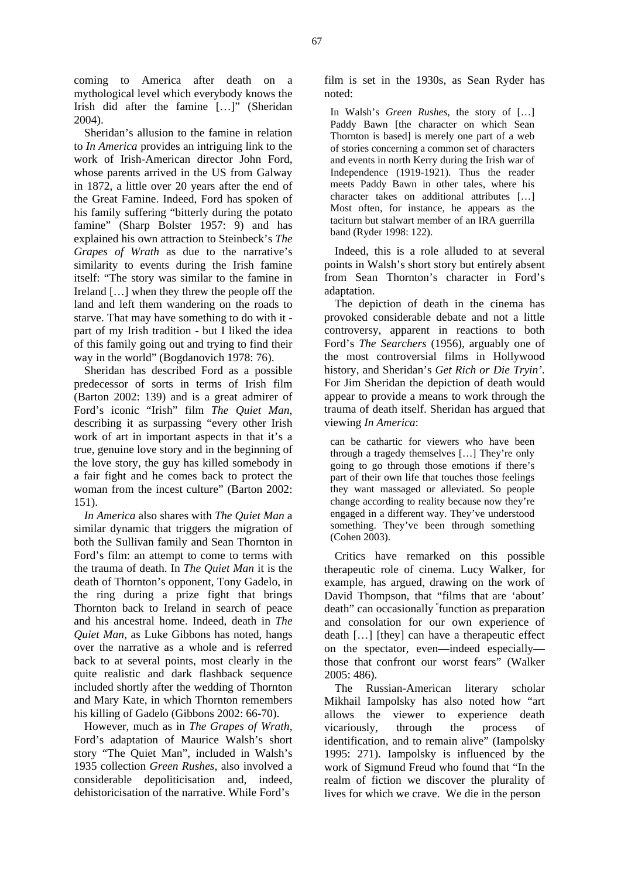coming to America after death on a mythological level which everybody knows the Irish did after the famine […]" (Sheridan 2004).

Sheridan's allusion to the famine in relation to *In America* provides an intriguing link to the work of Irish-American director John Ford, whose parents arrived in the US from Galway in 1872, a little over 20 years after the end of the Great Famine. Indeed, Ford has spoken of his family suffering "bitterly during the potato famine" (Sharp Bolster 1957: 9) and has explained his own attraction to Steinbeck's *The Grapes of Wrath* as due to the narrative's similarity to events during the Irish famine itself: "The story was similar to the famine in Ireland […] when they threw the people off the land and left them wandering on the roads to starve. That may have something to do with it - part of my Irish tradition - but I liked the idea of this family going out and trying to find their way in the world" (Bogdanovich 1978: 76).

Sheridan has described Ford as a possible predecessor of sorts in terms of Irish film (Barton 2002: 139) and is a great admirer of Ford's iconic "Irish" film *The Quiet Man,* describing it as surpassing "every other Irish work of art in important aspects in that it's a true, genuine love story and in the beginning of the love story, the guy has killed somebody in a fair fight and he comes back to protect the woman from the incest culture" (Barton 2002: 151).

*In America* also shares with *The Quiet Man* a similar dynamic that triggers the migration of both the Sullivan family and Sean Thornton in Ford's film: an attempt to come to terms with the trauma of death. In *The Quiet Man* it is the death of Thornton's opponent, Tony Gadelo, in the ring during a prize fight that brings Thornton back to Ireland in search of peace and his ancestral home. Indeed, death in *The Quiet Man*, as Luke Gibbons has noted, hangs over the narrative as a whole and is referred back to at several points, most clearly in the quite realistic and dark flashback sequence included shortly after the wedding of Thornton and Mary Kate, in which Thornton remembers his killing of Gadelo (Gibbons 2002: 66-70).

However, much as in *The Grapes of Wrath*, Ford's adaptation of Maurice Walsh's short story "The Quiet Man", included in Walsh's 1935 collection *Green Rushes*, also involved a considerable depoliticisation and, indeed, dehistoricisation of the narrative. While Ford's film is set in the 1930s, as Sean Ryder has noted:

> In Walsh's *Green Rushes*, the story of […] Paddy Bawn [the character on which Sean Thornton is based] is merely one part of a web of stories concerning a common set of characters and events in north Kerry during the Irish war of Independence (1919-1921). Thus the reader meets Paddy Bawn in other tales, where his character takes on additional attributes […] Most often, for instance, he appears as the taciturn but stalwart member of an IRA guerrilla band (Ryder 1998: 122).

Indeed, this is a role alluded to at several points in Walsh's short story but entirely absent from Sean Thornton's character in Ford's adaptation.

The depiction of death in the cinema has provoked considerable debate and not a little controversy, apparent in reactions to both Ford's *The Searchers* (1956), arguably one of the most controversial films in Hollywood history, and Sheridan's *Get Rich or Die Tryin'*. For Jim Sheridan the depiction of death would appear to provide a means to work through the trauma of death itself. Sheridan has argued that viewing *In America*:

> can be cathartic for viewers who have been through a tragedy themselves […] They're only going to go through those emotions if there's part of their own life that touches those feelings they want massaged or alleviated. So people change according to reality because now they're engaged in a different way. They've understood something. They've been through something (Cohen 2003).

Critics have remarked on this possible therapeutic role of cinema. Lucy Walker, for example, has argued, drawing on the work of David Thompson, that "films that are 'about' death" can occasionally "function as preparation and consolation for our own experience of death […] [they] can have a therapeutic effect on the spectator, even—indeed especially—those that confront our worst fears" (Walker 2005: 486).

The Russian-American literary scholar Mikhail Iampolsky has also noted how "art allows the viewer to experience death vicariously, through the process of identification, and to remain alive" (Iampolsky 1995: 271). Iampolsky is influenced by the work of Sigmund Freud who found that "In the realm of fiction we discover the plurality of lives for which we crave. We die in the person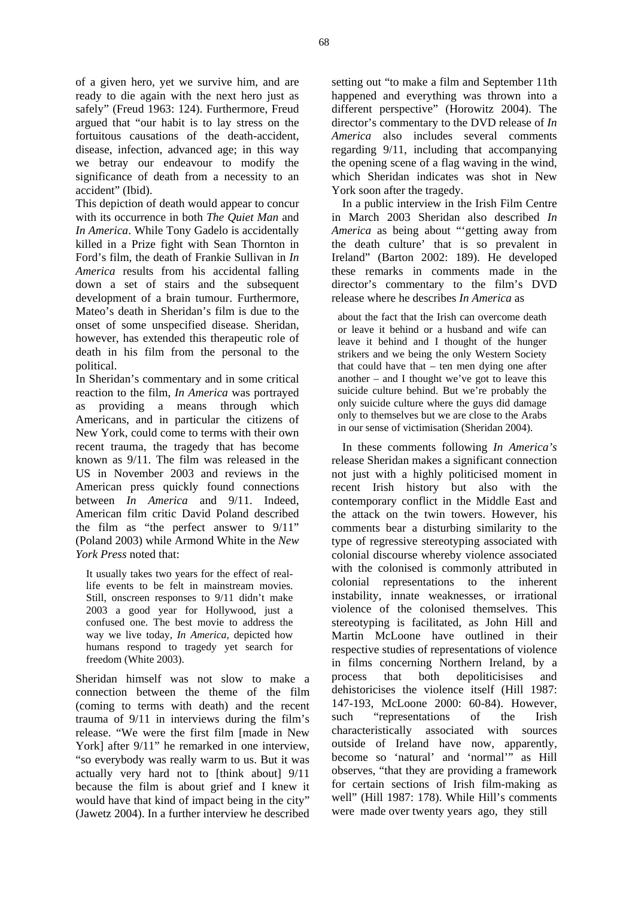of a given hero, yet we survive him, and are ready to die again with the next hero just as safely" (Freud 1963: 124). Furthermore, Freud argued that "our habit is to lay stress on the fortuitous causations of the death-accident, disease, infection, advanced age; in this way we betray our endeavour to modify the significance of death from a necessity to an accident" (Ibid).

This depiction of death would appear to concur with its occurrence in both *The Quiet Man* and *In America*. While Tony Gadelo is accidentally killed in a Prize fight with Sean Thornton in Ford's film, the death of Frankie Sullivan in *In America* results from his accidental falling down a set of stairs and the subsequent development of a brain tumour. Furthermore, Mateo's death in Sheridan's film is due to the onset of some unspecified disease. Sheridan, however, has extended this therapeutic role of death in his film from the personal to the political.

In Sheridan's commentary and in some critical reaction to the film, *In America* was portrayed as providing a means through which Americans, and in particular the citizens of New York, could come to terms with their own recent trauma, the tragedy that has become known as 9/11. The film was released in the US in November 2003 and reviews in the American press quickly found connections between *In America* and 9/11. Indeed, American film critic David Poland described the film as "the perfect answer to 9/11" (Poland 2003) while Armond White in the *New York Press* noted that:

> It usually takes two years for the effect of real-life events to be felt in mainstream movies. Still, onscreen responses to 9/11 didn't make 2003 a good year for Hollywood, just a confused one. The best movie to address the way we live today, *In America*, depicted how humans respond to tragedy yet search for freedom (White 2003).

Sheridan himself was not slow to make a connection between the theme of the film (coming to terms with death) and the recent trauma of 9/11 in interviews during the film's release. "We were the first film [made in New York] after 9/11" he remarked in one interview, "so everybody was really warm to us. But it was actually very hard not to [think about] 9/11 because the film is about grief and I knew it would have that kind of impact being in the city" (Jawetz 2004). In a further interview he described setting out "to make a film and September 11th happened and everything was thrown into a different perspective" (Horowitz 2004). The director's commentary to the DVD release of *In America* also includes several comments regarding 9/11, including that accompanying the opening scene of a flag waving in the wind, which Sheridan indicates was shot in New York soon after the tragedy.

In a public interview in the Irish Film Centre in March 2003 Sheridan also described *In America* as being about "'getting away from the death culture' that is so prevalent in Ireland" (Barton 2002: 189). He developed these remarks in comments made in the director's commentary to the film's DVD release where he describes *In America* as

> about the fact that the Irish can overcome death or leave it behind or a husband and wife can leave it behind and I thought of the hunger strikers and we being the only Western Society that could have that – ten men dying one after another – and I thought we've got to leave this suicide culture behind. But we're probably the only suicide culture where the guys did damage only to themselves but we are close to the Arabs in our sense of victimisation (Sheridan 2004).

In these comments following *In America's* release Sheridan makes a significant connection not just with a highly politicised moment in recent Irish history but also with the contemporary conflict in the Middle East and the attack on the twin towers. However, his comments bear a disturbing similarity to the type of regressive stereotyping associated with colonial discourse whereby violence associated with the colonised is commonly attributed in colonial representations to the inherent instability, innate weaknesses, or irrational violence of the colonised themselves. This stereotyping is facilitated, as John Hill and Martin McLoone have outlined in their respective studies of representations of violence in films concerning Northern Ireland, by a process that both depoliticisises and dehistoricises the violence itself (Hill 1987: 147-193, McLoone 2000: 60-84). However, such "representations of the Irish characteristically associated with sources outside of Ireland have now, apparently, become so 'natural' and 'normal'" as Hill observes, "that they are providing a framework for certain sections of Irish film-making as well" (Hill 1987: 178). While Hill's comments were made over twenty years ago, they still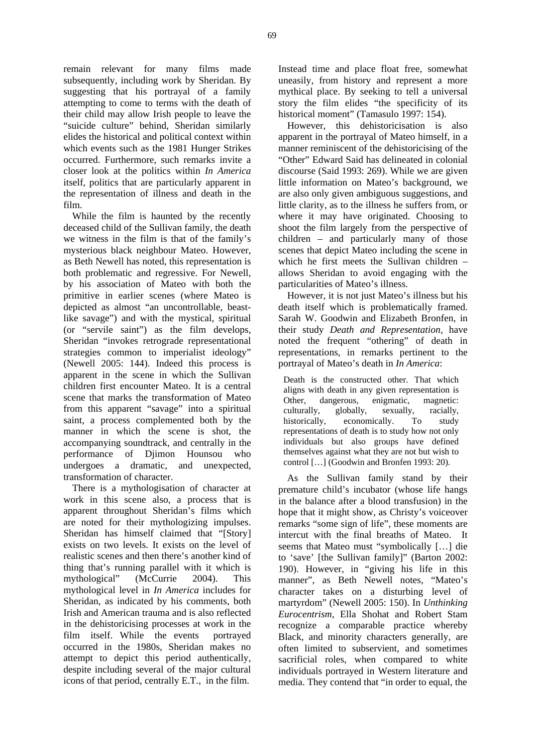remain relevant for many films made subsequently, including work by Sheridan. By suggesting that his portrayal of a family attempting to come to terms with the death of their child may allow Irish people to leave the "suicide culture" behind, Sheridan similarly elides the historical and political context within which events such as the 1981 Hunger Strikes occurred. Furthermore, such remarks invite a closer look at the politics within *In America* itself, politics that are particularly apparent in the representation of illness and death in the film.

While the film is haunted by the recently deceased child of the Sullivan family, the death we witness in the film is that of the family's mysterious black neighbour Mateo. However, as Beth Newell has noted, this representation is both problematic and regressive. For Newell, by his association of Mateo with both the primitive in earlier scenes (where Mateo is depicted as almost "an uncontrollable, beast-like savage") and with the mystical, spiritual (or "servile saint") as the film develops, Sheridan "invokes retrograde representational strategies common to imperialist ideology" (Newell 2005: 144). Indeed this process is apparent in the scene in which the Sullivan children first encounter Mateo. It is a central scene that marks the transformation of Mateo from this apparent "savage" into a spiritual saint, a process complemented both by the manner in which the scene is shot, the accompanying soundtrack, and centrally in the performance of Djimon Hounsou who undergoes a dramatic, and unexpected, transformation of character.

There is a mythologisation of character at work in this scene also, a process that is apparent throughout Sheridan's films which are noted for their mythologizing impulses. Sheridan has himself claimed that "[Story] exists on two levels. It exists on the level of realistic scenes and then there's another kind of thing that's running parallel with it which is mythological" (McCurrie 2004). This mythological level in *In America* includes for Sheridan, as indicated by his comments, both Irish and American trauma and is also reflected in the dehistoricising processes at work in the film itself. While the events portrayed occurred in the 1980s, Sheridan makes no attempt to depict this period authentically, despite including several of the major cultural icons of that period, centrally E.T., in the film. Instead time and place float free, somewhat uneasily, from history and represent a more mythical place. By seeking to tell a universal story the film elides "the specificity of its historical moment" (Tamasulo 1997: 154).

However, this dehistoricisation is also apparent in the portrayal of Mateo himself, in a manner reminiscent of the dehistoricising of the "Other" Edward Said has delineated in colonial discourse (Said 1993: 269). While we are given little information on Mateo's background, we are also only given ambiguous suggestions, and little clarity, as to the illness he suffers from, or where it may have originated. Choosing to shoot the film largely from the perspective of children – and particularly many of those scenes that depict Mateo including the scene in which he first meets the Sullivan children – allows Sheridan to avoid engaging with the particularities of Mateo's illness.

However, it is not just Mateo's illness but his death itself which is problematically framed. Sarah W. Goodwin and Elizabeth Bronfen, in their study *Death and Representation,* have noted the frequent "othering" of death in representations, in remarks pertinent to the portrayal of Mateo's death in *In America*:

> Death is the constructed other. That which aligns with death in any given representation is Other, dangerous, enigmatic, magnetic: culturally, globally, sexually, racially, historically, economically. To study representations of death is to study how not only individuals but also groups have defined themselves against what they are not but wish to control […] (Goodwin and Bronfen 1993: 20).

As the Sullivan family stand by their premature child's incubator (whose life hangs in the balance after a blood transfusion) in the hope that it might show, as Christy's voiceover remarks "some sign of life", these moments are intercut with the final breaths of Mateo. It seems that Mateo must "symbolically […] die to 'save' [the Sullivan family]" (Barton 2002: 190). However, in "giving his life in this manner", as Beth Newell notes, "Mateo's character takes on a disturbing level of martyrdom" (Newell 2005: 150). In *Unthinking Eurocentrism*, Ella Shohat and Robert Stam recognize a comparable practice whereby Black, and minority characters generally, are often limited to subservient, and sometimes sacrificial roles, when compared to white individuals portrayed in Western literature and media. They contend that "in order to equal, the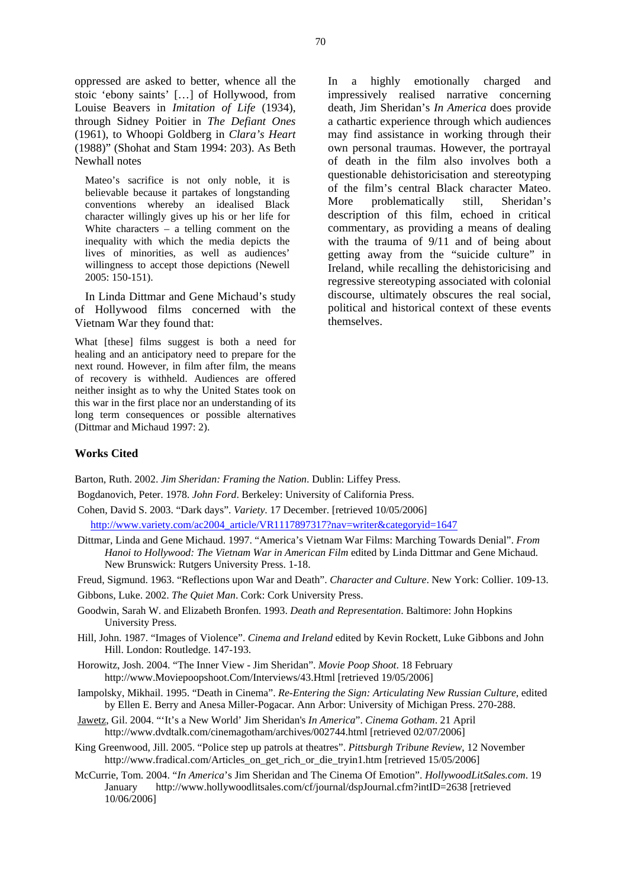oppressed are asked to better, whence all the stoic 'ebony saints' […] of Hollywood, from Louise Beavers in *Imitation of Life* (1934), through Sidney Poitier in *The Defiant Ones* (1961), to Whoopi Goldberg in *Clara's Heart* (1988)" (Shohat and Stam 1994: 203). As Beth Newhall notes

> Mateo's sacrifice is not only noble, it is believable because it partakes of longstanding conventions whereby an idealised Black character willingly gives up his or her life for White characters – a telling comment on the inequality with which the media depicts the lives of minorities, as well as audiences' willingness to accept those depictions (Newell 2005: 150-151).

In Linda Dittmar and Gene Michaud's study of Hollywood films concerned with the Vietnam War they found that:

> What [these] films suggest is both a need for healing and an anticipatory need to prepare for the next round. However, in film after film, the means of recovery is withheld. Audiences are offered neither insight as to why the United States took on this war in the first place nor an understanding of its long term consequences or possible alternatives (Dittmar and Michaud 1997: 2).

In a highly emotionally charged and impressively realised narrative concerning death, Jim Sheridan's *In America* does provide a cathartic experience through which audiences may find assistance in working through their own personal traumas. However, the portrayal of death in the film also involves both a questionable dehistoricisation and stereotyping of the film's central Black character Mateo. More problematically still, Sheridan's description of this film, echoed in critical commentary, as providing a means of dealing with the trauma of 9/11 and of being about getting away from the "suicide culture" in Ireland, while recalling the dehistoricising and regressive stereotyping associated with colonial discourse, ultimately obscures the real social, political and historical context of these events themselves.

## Works Cited

Barton, Ruth. 2002. *Jim Sheridan: Framing the Nation*. Dublin: Liffey Press.

Bogdanovich, Peter. 1978. *John Ford*. Berkeley: University of California Press.

Cohen, David S. 2003. "Dark days". *Variety*. 17 December. [retrieved 10/05/2006] http://www.variety.com/ac2004_article/VR1117897317?nav=writer&categoryid=1647

Dittmar, Linda and Gene Michaud. 1997. "America's Vietnam War Films: Marching Towards Denial". *From Hanoi to Hollywood: The Vietnam War in American Film* edited by Linda Dittmar and Gene Michaud. New Brunswick: Rutgers University Press. 1-18.

Freud, Sigmund. 1963. "Reflections upon War and Death". *Character and Culture*. New York: Collier. 109-13.

Gibbons, Luke. 2002. *The Quiet Man*. Cork: Cork University Press.

Goodwin, Sarah W. and Elizabeth Bronfen. 1993. *Death and Representation*. Baltimore: John Hopkins University Press.

Hill, John. 1987. "Images of Violence". *Cinema and Ireland* edited by Kevin Rockett, Luke Gibbons and John Hill. London: Routledge. 147-193.

Horowitz, Josh. 2004. "The Inner View - Jim Sheridan". *Movie Poop Shoot*. 18 February http://www.Moviepoopshoot.Com/Interviews/43.Html [retrieved 19/05/2006]

Iampolsky, Mikhail. 1995. "Death in Cinema". *Re-Entering the Sign: Articulating New Russian Culture*, edited by Ellen E. Berry and Anesa Miller-Pogacar. Ann Arbor: University of Michigan Press. 270-288.

Jawetz, Gil. 2004. "'It's a New World' Jim Sheridan's *In America*". *Cinema Gotham*. 21 April http://www.dvdtalk.com/cinemagotham/archives/002744.html [retrieved 02/07/2006]

King Greenwood, Jill. 2005. "Police step up patrols at theatres". *Pittsburgh Tribune Review*, 12 November http://www.fradical.com/Articles_on_get_rich_or_die_tryin1.htm [retrieved 15/05/2006]

McCurrie, Tom. 2004. "*In America*'s Jim Sheridan and The Cinema Of Emotion". *HollywoodLitSales.com*. 19 January http://www.hollywoodlitsales.com/cf/journal/dspJournal.cfm?intID=2638 [retrieved 10/06/2006]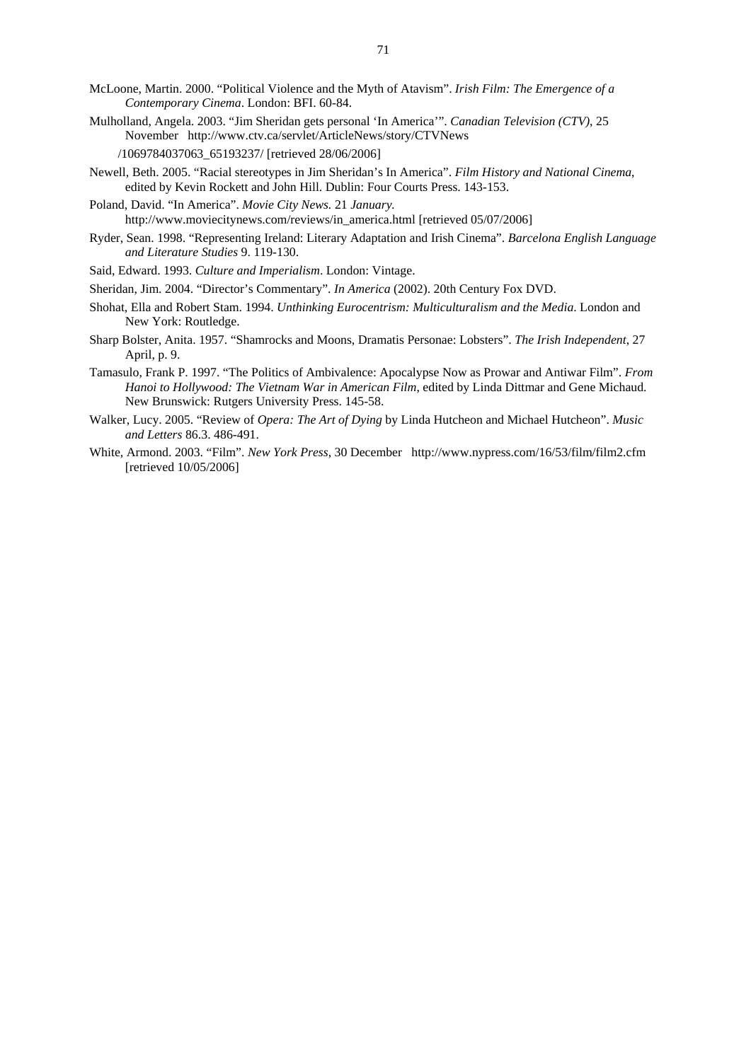McLoone, Martin. 2000. "Political Violence and the Myth of Atavism". *Irish Film: The Emergence of a Contemporary Cinema*. London: BFI. 60-84.

Mulholland, Angela. 2003. "Jim Sheridan gets personal 'In America'". *Canadian Television (CTV)*, 25 November http://www.ctv.ca/servlet/ArticleNews/story/CTVNews /1069784037063_65193237/ [retrieved 28/06/2006]

Newell, Beth. 2005. "Racial stereotypes in Jim Sheridan's In America". *Film History and National Cinema*, edited by Kevin Rockett and John Hill. Dublin: Four Courts Press. 143-153.

Poland, David. "In America". *Movie City News.* 21 *January.* http://www.moviecitynews.com/reviews/in_america.html [retrieved 05/07/2006]

Ryder, Sean. 1998. "Representing Ireland: Literary Adaptation and Irish Cinema". *Barcelona English Language and Literature Studies* 9. 119-130.

Said, Edward. 1993. *Culture and Imperialism*. London: Vintage.

Sheridan, Jim. 2004. "Director's Commentary". *In America* (2002). 20th Century Fox DVD.

Shohat, Ella and Robert Stam. 1994. *Unthinking Eurocentrism: Multiculturalism and the Media*. London and New York: Routledge.

Sharp Bolster, Anita. 1957. "Shamrocks and Moons, Dramatis Personae: Lobsters". *The Irish Independent*, 27 April, p. 9.

Tamasulo, Frank P. 1997. "The Politics of Ambivalence: Apocalypse Now as Prowar and Antiwar Film". *From Hanoi to Hollywood: The Vietnam War in American Film*, edited by Linda Dittmar and Gene Michaud. New Brunswick: Rutgers University Press. 145-58.

Walker, Lucy. 2005. "Review of *Opera: The Art of Dying* by Linda Hutcheon and Michael Hutcheon". *Music and Letters* 86.3. 486-491.

White, Armond. 2003. "Film". *New York Press*, 30 December http://www.nypress.com/16/53/film/film2.cfm [retrieved 10/05/2006]